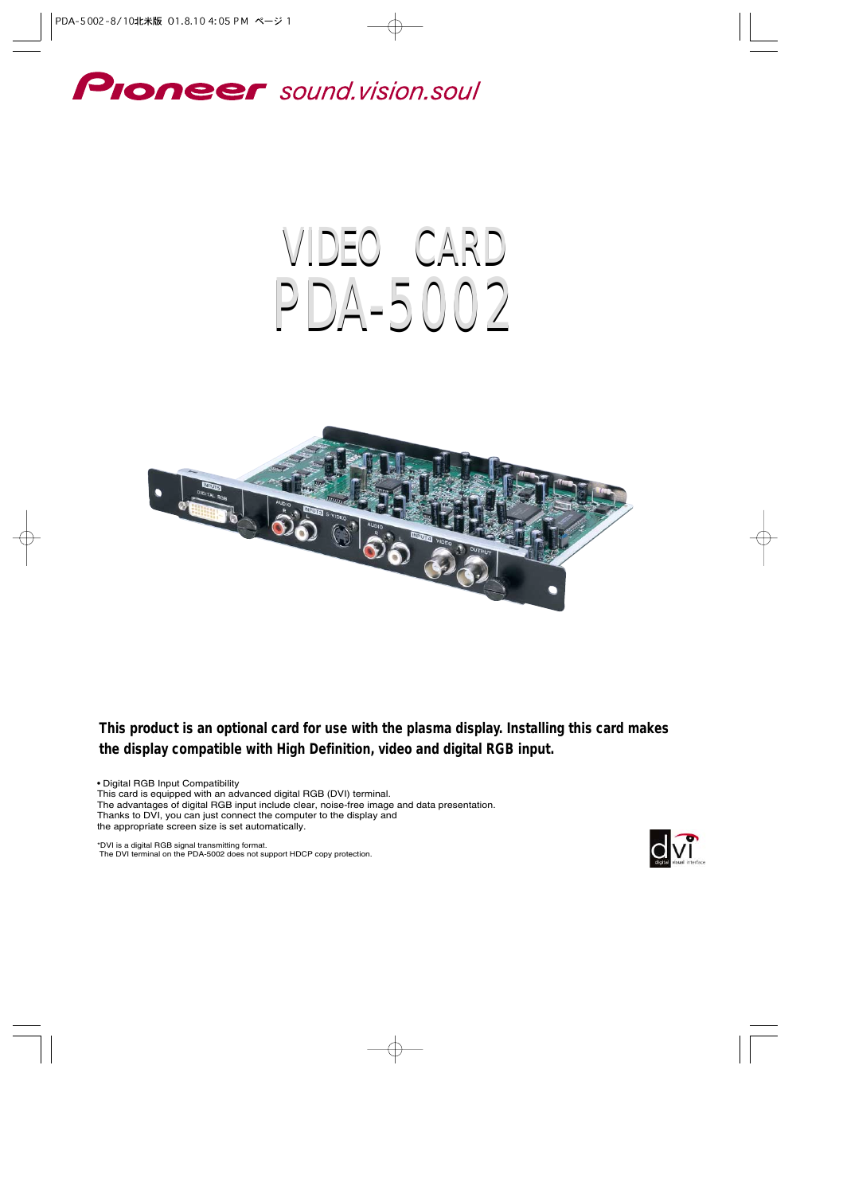Pioneer sound.vision.soul

# VIDEO CARD
# PDA-5002

**This product is an optional card for use with the plasma display. Installing this card makes the display compatible with High Definition, video and digital RGB input.**

• Digital RGB Input Compatibility
This card is equipped with an advanced digital RGB (DVI) terminal.
The advantages of digital RGB input include clear, noise-free image and data presentation.
Thanks to DVI, you can just connect the computer to the display and the appropriate screen size is set automatically.

*DVI is a digital RGB signal transmitting format.
The DVI terminal on the PDA-5002 does not support HDCP copy protection.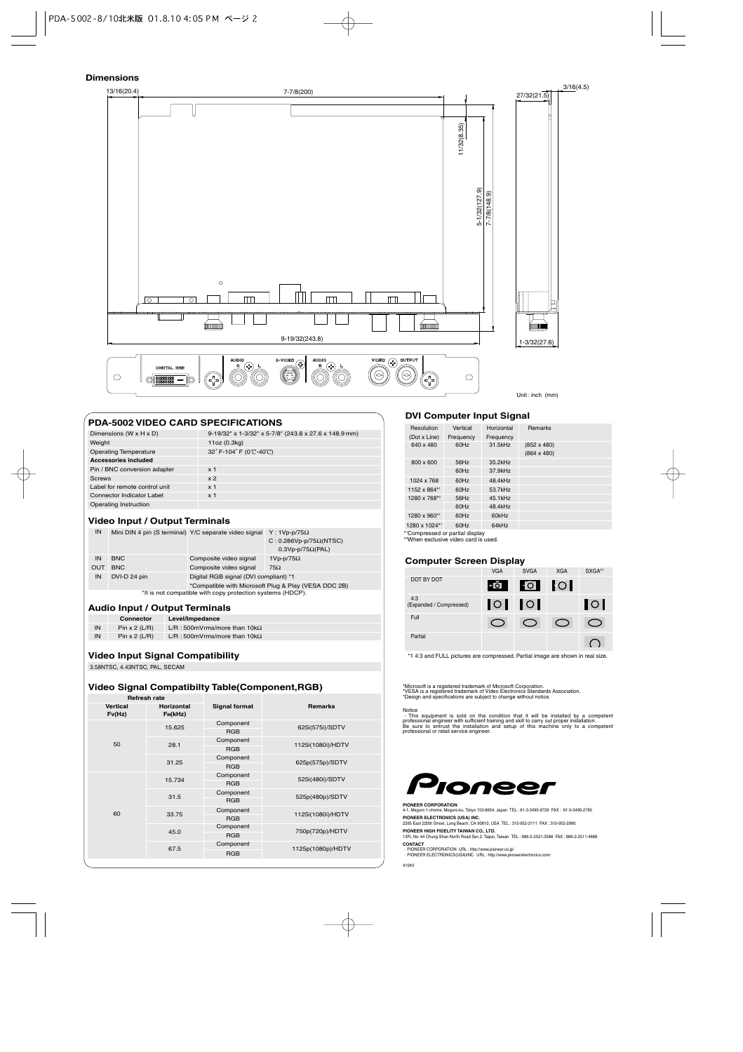## Dimensions

13/16(20.4)
7-7/8(200)
3/16(4.5)
27/32(21.5)
11/32(8.35)
5-1/32(127.9)
7-7/8(148.9)
9-19/32(243.8)
1-3/32(27.6)

DIGITAL RGB
AUDIO R L
S-VIDEO
AUDIO R L
VIDEO
OUTPUT

Unit : inch (mm)

## PDA-5002 VIDEO CARD SPECIFICATIONS

| | |
|---|---|
| Dimensions (W x H x D) | 9-19/32" x 1-3/32" x 5-7/8" (243.8 x 27.6 x 148.9 mm) |
| Weight | 11oz (0.3kg) |
| Operating Temperature | 32˚ F-104˚ F (0℃-40℃) |
| **Accessories included** | |
| Pin / BNC conversion adapter | x 1 |
| Screws | x 2 |
| Label for remote control unit | x 1 |
| Connector Indicator Label | x 1 |
| Operating Instruction | |

### Video Input / Output Terminals

| | | | |
|---|---|---|---|
| IN | Mini DIN 4 pin (S terminal) | Y/C separate video signal | Y : 1Vp-p/75Ω<br>C : 0.286Vp-p/75Ω(NTSC)<br>0.3Vp-p/75Ω(PAL) |
| IN | BNC | Composite video signal | 1Vp-p/75Ω |
| OUT | BNC | Composite video signal | 75Ω |
| IN | DVI-D 24 pin | Digital RGB signal (DVI compliant) *1<br>*Compatible with Microsoft Plug & Play (VESA DDC 2B) | |

*It is not compatible with copy protection systems (HDCP).

### Audio Input / Output Terminals

| | Connector | Level/Impedance |
|---|---|---|
| IN | Pin x 2 (L/R) | L/R : 500mVrms/more than 10kΩ |
| IN | Pin x 2 (L/R) | L/R : 500mVrms/more than 10kΩ |

### Video Input Signal Compatibility

3.58NTSC, 4.43NTSC, PAL, SECAM

### Video Signal Compatibilty Table(Component,RGB)

| Refresh rate | | Signal format | Remarks |
|---|---|---|---|
| Vertical Fv(Hz) | Horizontal FH(kHz) | | |
| 50 | 15.625 | Component<br>RGB | 625i(575i)/SDTV |
| | 28.1 | Component<br>RGB | 1125i(1080i)/HDTV |
| | 31.25 | Component<br>RGB | 625p(575p)/SDTV |
| 60 | 15.734 | Component<br>RGB | 525i(480i)/SDTV |
| | 31.5 | Component<br>RGB | 525p(480p)/SDTV |
| | 33.75 | Component<br>RGB | 1125i(1080i)/HDTV |
| | 45.0 | Component<br>RGB | 750p(720p)/HDTV |
| | 67.5 | Component<br>RGB | 1125p(1080p)/HDTV |

## DVI Computer Input Signal

| Resolution (Dot x Line) | Vertical Frequency | Horizontal Frequency | Remarks |
|---|---|---|---|
| 640 x 480 | 60Hz | 31.5kHz | (852 x 480)<br>(864 x 480) |
| 800 x 600 | 56Hz | 35.2kHz | |
| | 60Hz | 37.9kHz | |
| 1024 x 768 | 60Hz | 48.4kHz | |
| 1152 x 864*[1] | 60Hz | 53.7kHz | |
| 1280 x 768*[2] | 56Hz | 45.1kHz | |
| | 60Hz | 48.4kHz | |
| 1280 x 960*[1] | 60Hz | 60kHz | |
| 1280 x 1024*[1] | 60Hz | 64kHz | |

*[1]Compressed or partial display
*[2]When exclusive video card is used.

## Computer Screen Display

| | VGA | SVGA | XGA | SXGA*[1] |
|---|---|---|---|---|
| DOT BY DOT | | | | |
| 4:3 (Expanded / Compressed) | | | | |
| Full | | | | |
| Partial | | | | |

*1 4:3 and FULL pictures are compressed. Partial image are shown in real size.

*Microsoft is a registered trademark of Microsoft Corporation.
*VESA is a registered trademark of Video Electronics Standards Association.
*Design and specifications are subject to change without notice.

Notice
· This equipment is sold on the condition that it will be installed by a competent professional engineer with sufficient training and skill to carry out proper installation.
Be sure to entrust the installation and setup of this machine only to a competent professional or retail service engineer.

Pioneer

**PIONEER CORPORATION**
4-1, Meguro 1-chome, Meguro-ku, Tokyo 153-8654, Japan TEL : 81-3-3495-6729 FAX : 81-3-3490-2785

**PIONEER ELECTRONICS (USA) INC.**
2265 East 220th Street, Long Beach, CA 90810, USA TEL : 310-952-2111 FAX : 310-952-2990

**PIONEER HIGH FIDELITY TAIWAN CO., LTD.**
13FL No. 44 Chung Shan North Road Sec.2, Taipei, Taiwan TEL : 886-2-2521-3588 FAX : 886-2-2511-4888

**CONTACT**
· PIONEER CORPORATION URL : http://www.pioneer.co.jp/
· PIONEER ELECTRONICS(USA)INC. URL : http://www.pioneerelectronics.com/

4104V